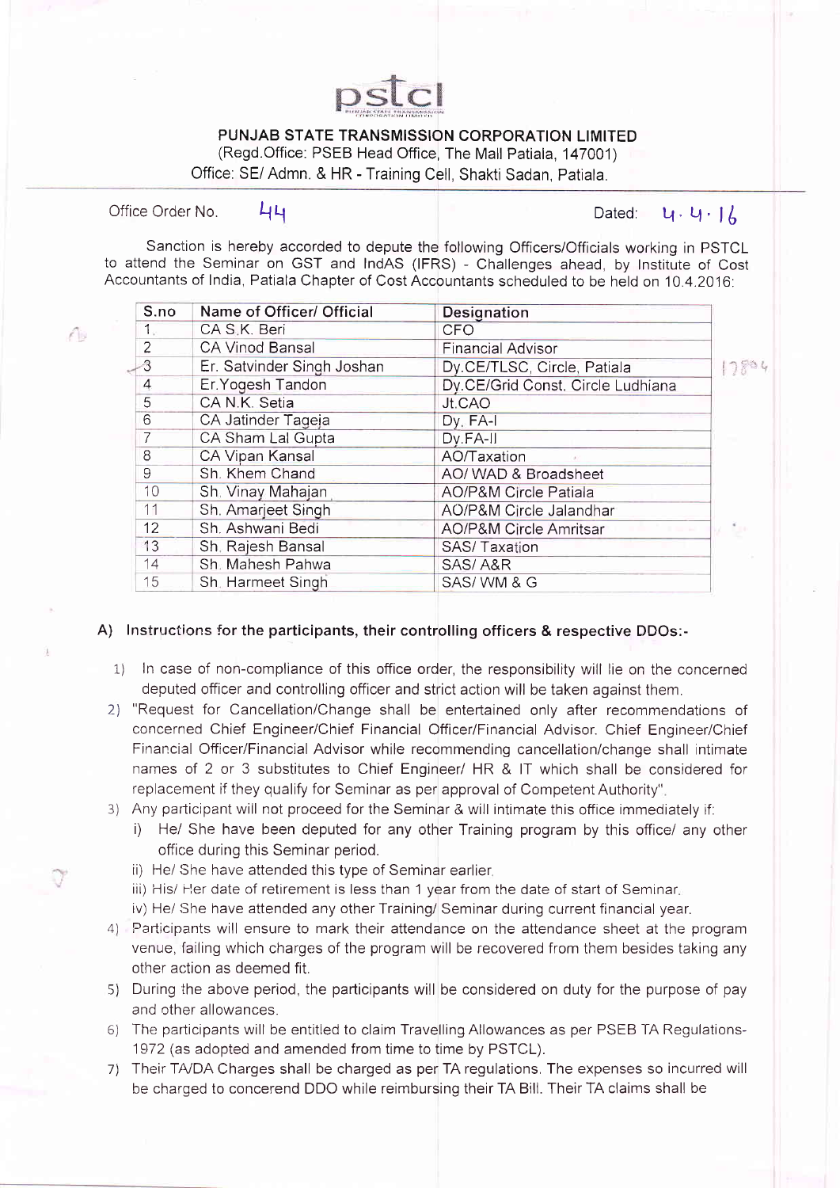pstcl

**PUNJAB STATE TRANSMISSION CORPORATION LIMITED**
(Regd.Office: PSEB Head Office, The Mall Patiala, 147001)
Office: SE/ Admn. & HR - Training Cell, Shakti Sadan, Patiala.

Office Order No. 44 Dated: 4.4.16

Sanction is hereby accorded to depute the following Officers/Officials working in PSTCL to attend the Seminar on GST and IndAS (IFRS) - Challenges ahead, by Institute of Cost Accountants of India, Patiala Chapter of Cost Accountants scheduled to be held on 10.4.2016:

| S.no | Name of Officer/ Official | Designation |
|---|---|---|
| 1 | CA S.K. Beri | CFO |
| 2 | CA Vinod Bansal | Financial Advisor |
| 3 | Er. Satvinder Singh Joshan | Dy.CE/TLSC, Circle, Patiala |
| 4 | Er.Yogesh Tandon | Dy.CE/Grid Const. Circle Ludhiana |
| 5 | CA N.K. Setia | Jt.CAO |
| 6 | CA Jatinder Tageja | Dy. FA-I |
| 7 | CA Sham Lal Gupta | Dy.FA-II |
| 8 | CA Vipan Kansal | AO/Taxation |
| 9 | Sh. Khem Chand | AO/ WAD & Broadsheet |
| 10 | Sh. Vinay Mahajan | AO/P&M Circle Patiala |
| 11 | Sh. Amarjeet Singh | AO/P&M Circle Jalandhar |
| 12 | Sh. Ashwani Bedi | AO/P&M Circle Amritsar |
| 13 | Sh. Rajesh Bansal | SAS/ Taxation |
| 14 | Sh. Mahesh Pahwa | SAS/ A&R |
| 15 | Sh. Harmeet Singh | SAS/ WM & G |

**A) Instructions for the participants, their controlling officers & respective DDOs:-**

1) In case of non-compliance of this office order, the responsibility will lie on the concerned deputed officer and controlling officer and strict action will be taken against them.
2) "Request for Cancellation/Change shall be entertained only after recommendations of concerned Chief Engineer/Chief Financial Officer/Financial Advisor. Chief Engineer/Chief Financial Officer/Financial Advisor while recommending cancellation/change shall intimate names of 2 or 3 substitutes to Chief Engineer/ HR & IT which shall be considered for replacement if they qualify for Seminar as per approval of Competent Authority".
3) Any participant will not proceed for the Seminar & will intimate this office immediately if:
   i) He/ She have been deputed for any other Training program by this office/ any other office during this Seminar period.
   ii) He/ She have attended this type of Seminar earlier.
   iii) His/ Her date of retirement is less than 1 year from the date of start of Seminar.
   iv) He/ She have attended any other Training/ Seminar during current financial year.
4) Participants will ensure to mark their attendance on the attendance sheet at the program venue, failing which charges of the program will be recovered from them besides taking any other action as deemed fit.
5) During the above period, the participants will be considered on duty for the purpose of pay and other allowances.
6) The participants will be entitled to claim Travelling Allowances as per PSEB TA Regulations-1972 (as adopted and amended from time to time by PSTCL).
7) Their TA/DA Charges shall be charged as per TA regulations. The expenses so incurred will be charged to concerend DDO while reimbursing their TA Bill. Their TA claims shall be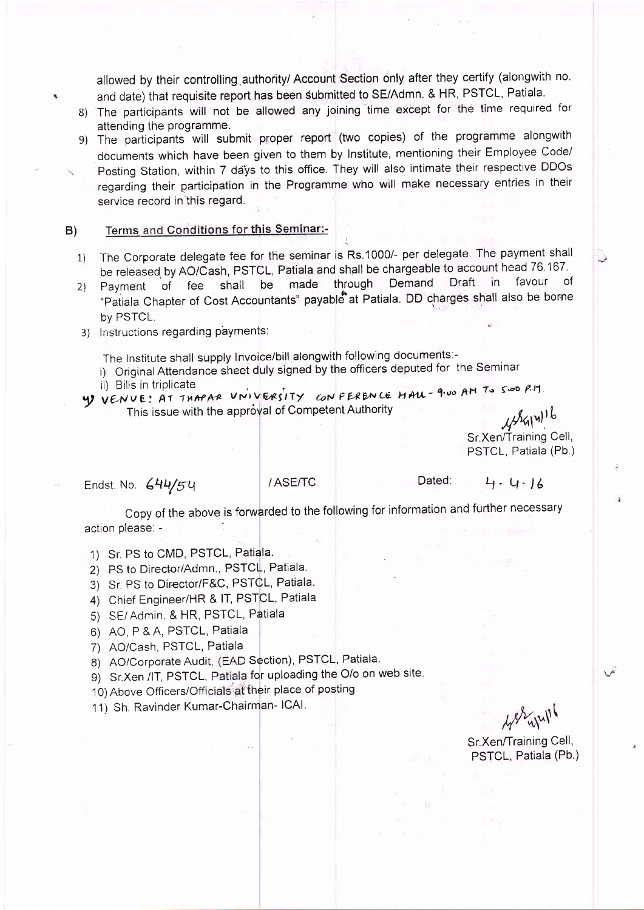allowed by their controlling authority/ Account Section only after they certify (alongwith no. and date) that requisite report has been submitted to SE/Admn. & HR, PSTCL, Patiala.

8) The participants will not be allowed any joining time except for the time required for attending the programme.
9) The participants will submit proper report (two copies) of the programme alongwith documents which have been given to them by Institute, mentioning their Employee Code/ Posting Station, within 7 days to this office. They will also intimate their respective DDOs regarding their participation in the Programme who will make necessary entries in their service record in this regard.

## B) Terms and Conditions for this Seminar:-

1) The Corporate delegate fee for the seminar is Rs.1000/- per delegate. The payment shall be released by AO/Cash, PSTCL, Patiala and shall be chargeable to account head 76.167.
2) Payment of fee shall be made through Demand Draft in favour of "Patiala Chapter of Cost Accountants" payable at Patiala. DD charges shall also be borne by PSTCL.
3) Instructions regarding payments:

   The Institute shall supply Invoice/bill alongwith following documents:-
   i) Original Attendance sheet duly signed by the officers deputed for the Seminar
   ii) Bills in triplicate
4) VENUE: AT THAPAR UNIVERSITY CONFERENCE HALL - 9.00 AM TO 5.00 P.M.

This issue with the approval of Competent Authority

Sr.Xen/Training Cell,
PSTCL, Patiala (Pb.)

Endst. No. 644/54 /ASE/TC Dated: 4.4.16

Copy of the above is forwarded to the following for information and further necessary action please: -

1) Sr. PS to CMD, PSTCL, Patiala.
2) PS to Director/Admn., PSTCL, Patiala.
3) Sr. PS to Director/F&C, PSTCL, Patiala.
4) Chief Engineer/HR & IT, PSTCL, Patiala
5) SE/ Admin. & HR, PSTCL, Patiala
6) AO, P & A, PSTCL, Patiala
7) AO/Cash, PSTCL, Patiala
8) AO/Corporate Audit, (EAD Section), PSTCL, Patiala.
9) Sr.Xen /IT, PSTCL, Patiala for uploading the O/o on web site.
10) Above Officers/Officials at their place of posting
11) Sh. Ravinder Kumar-Chairman- ICAI.

Sr.Xen/Training Cell,
PSTCL, Patiala (Pb.)